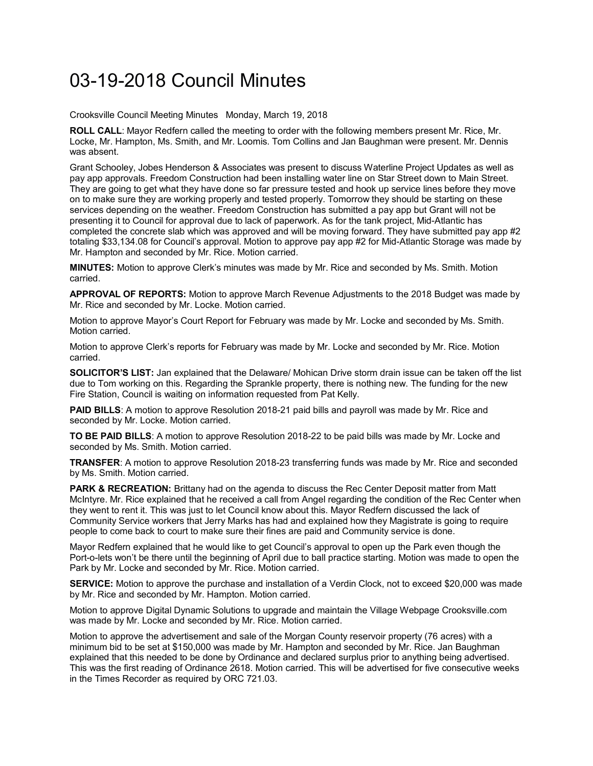# 03-19-2018 Council Minutes

Crooksville Council Meeting Minutes   Monday, March 19, 2018

**ROLL CALL**: Mayor Redfern called the meeting to order with the following members present Mr. Rice, Mr. Locke, Mr. Hampton, Ms. Smith, and Mr. Loomis. Tom Collins and Jan Baughman were present. Mr. Dennis was absent.

Grant Schooley, Jobes Henderson & Associates was present to discuss Waterline Project Updates as well as pay app approvals. Freedom Construction had been installing water line on Star Street down to Main Street. They are going to get what they have done so far pressure tested and hook up service lines before they move on to make sure they are working properly and tested properly. Tomorrow they should be starting on these services depending on the weather. Freedom Construction has submitted a pay app but Grant will not be presenting it to Council for approval due to lack of paperwork. As for the tank project, Mid-Atlantic has completed the concrete slab which was approved and will be moving forward. They have submitted pay app #2 totaling $33,134.08 for Council's approval. Motion to approve pay app #2 for Mid-Atlantic Storage was made by Mr. Hampton and seconded by Mr. Rice. Motion carried.

**MINUTES:** Motion to approve Clerk's minutes was made by Mr. Rice and seconded by Ms. Smith. Motion carried.

**APPROVAL OF REPORTS:** Motion to approve March Revenue Adjustments to the 2018 Budget was made by Mr. Rice and seconded by Mr. Locke. Motion carried.

Motion to approve Mayor's Court Report for February was made by Mr. Locke and seconded by Ms. Smith. Motion carried.

Motion to approve Clerk's reports for February was made by Mr. Locke and seconded by Mr. Rice. Motion carried.

**SOLICITOR'S LIST:** Jan explained that the Delaware/ Mohican Drive storm drain issue can be taken off the list due to Tom working on this. Regarding the Sprankle property, there is nothing new. The funding for the new Fire Station, Council is waiting on information requested from Pat Kelly.

**PAID BILLS**: A motion to approve Resolution 2018-21 paid bills and payroll was made by Mr. Rice and seconded by Mr. Locke. Motion carried.

**TO BE PAID BILLS**: A motion to approve Resolution 2018-22 to be paid bills was made by Mr. Locke and seconded by Ms. Smith. Motion carried.

**TRANSFER**: A motion to approve Resolution 2018-23 transferring funds was made by Mr. Rice and seconded by Ms. Smith. Motion carried.

**PARK & RECREATION:** Brittany had on the agenda to discuss the Rec Center Deposit matter from Matt McIntyre. Mr. Rice explained that he received a call from Angel regarding the condition of the Rec Center when they went to rent it. This was just to let Council know about this. Mayor Redfern discussed the lack of Community Service workers that Jerry Marks has had and explained how they Magistrate is going to require people to come back to court to make sure their fines are paid and Community service is done.

Mayor Redfern explained that he would like to get Council's approval to open up the Park even though the Port-o-lets won't be there until the beginning of April due to ball practice starting. Motion was made to open the Park by Mr. Locke and seconded by Mr. Rice. Motion carried.

**SERVICE:** Motion to approve the purchase and installation of a Verdin Clock, not to exceed $20,000 was made by Mr. Rice and seconded by Mr. Hampton. Motion carried.

Motion to approve Digital Dynamic Solutions to upgrade and maintain the Village Webpage Crooksville.com was made by Mr. Locke and seconded by Mr. Rice. Motion carried.

Motion to approve the advertisement and sale of the Morgan County reservoir property (76 acres) with a minimum bid to be set at $150,000 was made by Mr. Hampton and seconded by Mr. Rice. Jan Baughman explained that this needed to be done by Ordinance and declared surplus prior to anything being advertised. This was the first reading of Ordinance 2618. Motion carried. This will be advertised for five consecutive weeks in the Times Recorder as required by ORC 721.03.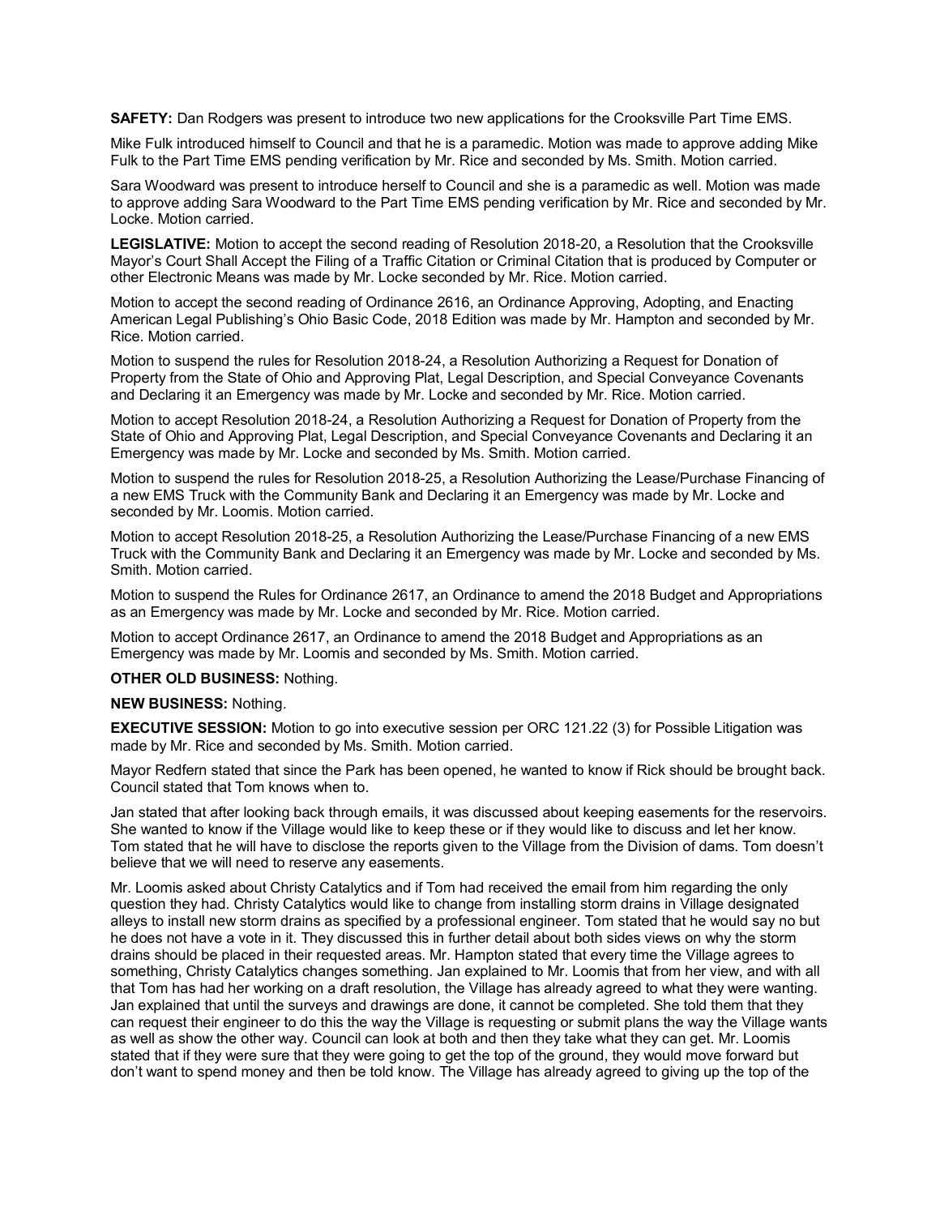**SAFETY:** Dan Rodgers was present to introduce two new applications for the Crooksville Part Time EMS.

Mike Fulk introduced himself to Council and that he is a paramedic. Motion was made to approve adding Mike Fulk to the Part Time EMS pending verification by Mr. Rice and seconded by Ms. Smith. Motion carried.

Sara Woodward was present to introduce herself to Council and she is a paramedic as well. Motion was made to approve adding Sara Woodward to the Part Time EMS pending verification by Mr. Rice and seconded by Mr. Locke. Motion carried.

**LEGISLATIVE:** Motion to accept the second reading of Resolution 2018-20, a Resolution that the Crooksville Mayor's Court Shall Accept the Filing of a Traffic Citation or Criminal Citation that is produced by Computer or other Electronic Means was made by Mr. Locke seconded by Mr. Rice. Motion carried.

Motion to accept the second reading of Ordinance 2616, an Ordinance Approving, Adopting, and Enacting American Legal Publishing's Ohio Basic Code, 2018 Edition was made by Mr. Hampton and seconded by Mr. Rice. Motion carried.

Motion to suspend the rules for Resolution 2018-24, a Resolution Authorizing a Request for Donation of Property from the State of Ohio and Approving Plat, Legal Description, and Special Conveyance Covenants and Declaring it an Emergency was made by Mr. Locke and seconded by Mr. Rice. Motion carried.

Motion to accept Resolution 2018-24, a Resolution Authorizing a Request for Donation of Property from the State of Ohio and Approving Plat, Legal Description, and Special Conveyance Covenants and Declaring it an Emergency was made by Mr. Locke and seconded by Ms. Smith. Motion carried.

Motion to suspend the rules for Resolution 2018-25, a Resolution Authorizing the Lease/Purchase Financing of a new EMS Truck with the Community Bank and Declaring it an Emergency was made by Mr. Locke and seconded by Mr. Loomis. Motion carried.

Motion to accept Resolution 2018-25, a Resolution Authorizing the Lease/Purchase Financing of a new EMS Truck with the Community Bank and Declaring it an Emergency was made by Mr. Locke and seconded by Ms. Smith. Motion carried.

Motion to suspend the Rules for Ordinance 2617, an Ordinance to amend the 2018 Budget and Appropriations as an Emergency was made by Mr. Locke and seconded by Mr. Rice. Motion carried.

Motion to accept Ordinance 2617, an Ordinance to amend the 2018 Budget and Appropriations as an Emergency was made by Mr. Loomis and seconded by Ms. Smith. Motion carried.

**OTHER OLD BUSINESS:** Nothing.

**NEW BUSINESS:** Nothing.

**EXECUTIVE SESSION:** Motion to go into executive session per ORC 121.22 (3) for Possible Litigation was made by Mr. Rice and seconded by Ms. Smith. Motion carried.

Mayor Redfern stated that since the Park has been opened, he wanted to know if Rick should be brought back. Council stated that Tom knows when to.

Jan stated that after looking back through emails, it was discussed about keeping easements for the reservoirs. She wanted to know if the Village would like to keep these or if they would like to discuss and let her know. Tom stated that he will have to disclose the reports given to the Village from the Division of dams. Tom doesn't believe that we will need to reserve any easements.

Mr. Loomis asked about Christy Catalytics and if Tom had received the email from him regarding the only question they had. Christy Catalytics would like to change from installing storm drains in Village designated alleys to install new storm drains as specified by a professional engineer. Tom stated that he would say no but he does not have a vote in it. They discussed this in further detail about both sides views on why the storm drains should be placed in their requested areas. Mr. Hampton stated that every time the Village agrees to something, Christy Catalytics changes something. Jan explained to Mr. Loomis that from her view, and with all that Tom has had her working on a draft resolution, the Village has already agreed to what they were wanting. Jan explained that until the surveys and drawings are done, it cannot be completed. She told them that they can request their engineer to do this the way the Village is requesting or submit plans the way the Village wants as well as show the other way. Council can look at both and then they take what they can get. Mr. Loomis stated that if they were sure that they were going to get the top of the ground, they would move forward but don't want to spend money and then be told know. The Village has already agreed to giving up the top of the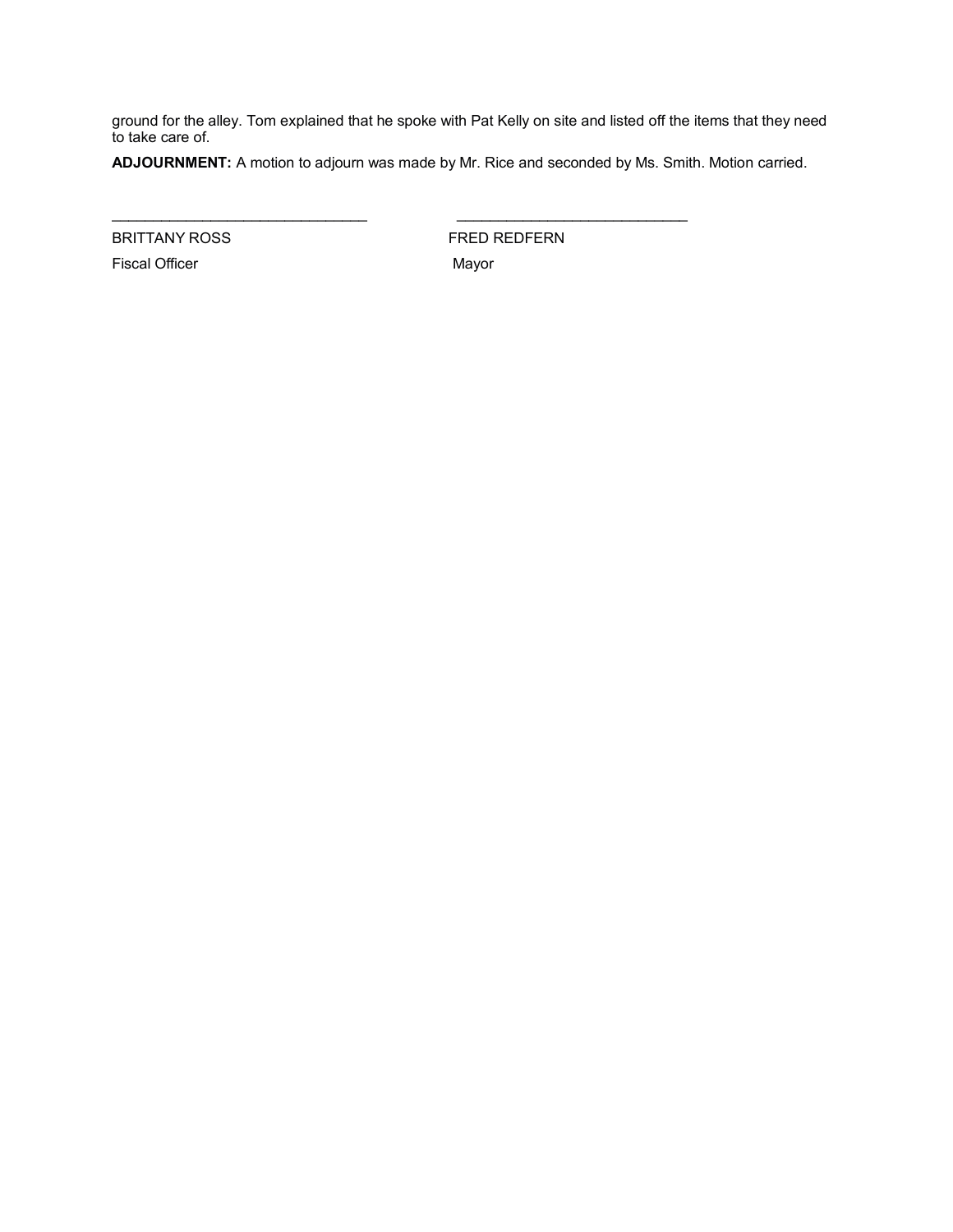ground for the alley. Tom explained that he spoke with Pat Kelly on site and listed off the items that they need to take care of.

**ADJOURNMENT:** A motion to adjourn was made by Mr. Rice and seconded by Ms. Smith. Motion carried.

| | |
|---|---|
| ______________________________ | ______________________________ |
| BRITTANY ROSS | FRED REDFERN |
| Fiscal Officer | Mayor |